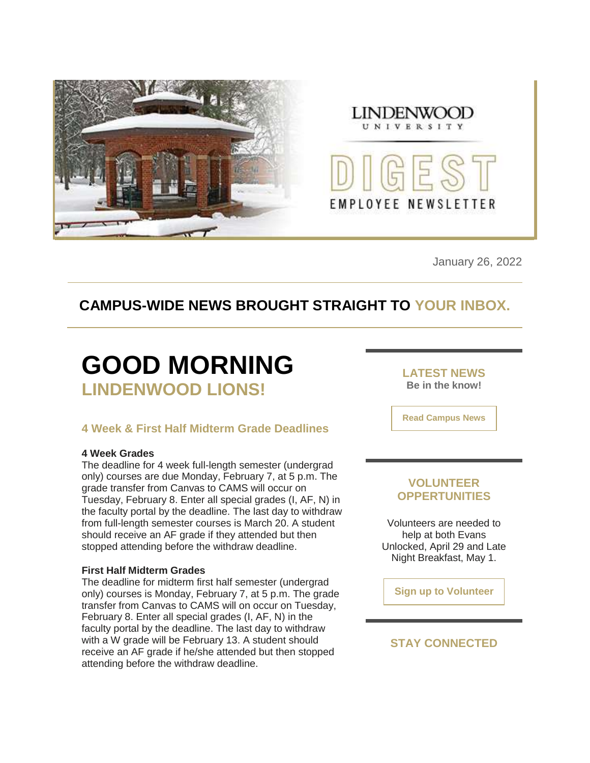LINDENWOOD UNIVERSITY

DIGEST

EMPLOYEE NEWSLETTER

January 26, 2022

## CAMPUS-WIDE NEWS BROUGHT STRAIGHT TO YOUR INBOX.

# GOOD MORNING
## LINDENWOOD LIONS!

### 4 Week & First Half Midterm Grade Deadlines

**4 Week Grades**
The deadline for 4 week full-length semester (undergrad only) courses are due Monday, February 7, at 5 p.m. The grade transfer from Canvas to CAMS will occur on Tuesday, February 8. Enter all special grades (I, AF, N) in the faculty portal by the deadline. The last day to withdraw from full-length semester courses is March 20. A student should receive an AF grade if they attended but then stopped attending before the withdraw deadline.

**First Half Midterm Grades**
The deadline for midterm first half semester (undergrad only) courses is Monday, February 7, at 5 p.m. The grade transfer from Canvas to CAMS will on occur on Tuesday, February 8. Enter all special grades (I, AF, N) in the faculty portal by the deadline. The last day to withdraw with a W grade will be February 13. A student should receive an AF grade if he/she attended but then stopped attending before the withdraw deadline.

### LATEST NEWS
**Be in the know!**

Read Campus News

### VOLUNTEER OPPERTUNITIES

Volunteers are needed to help at both Evans Unlocked, April 29 and Late Night Breakfast, May 1.

Sign up to Volunteer

### STAY CONNECTED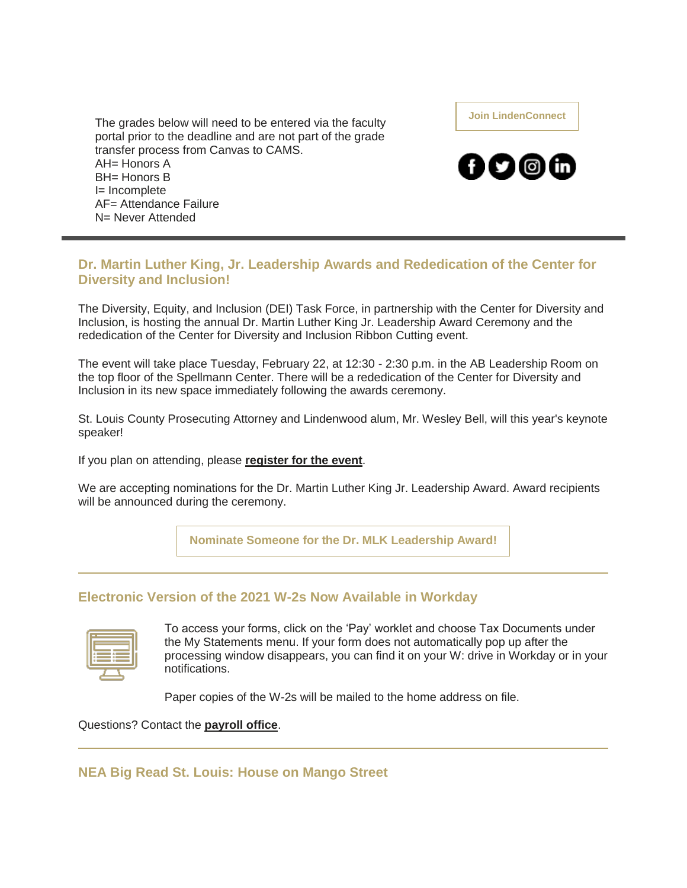The grades below will need to be entered via the faculty portal prior to the deadline and are not part of the grade transfer process from Canvas to CAMS.
AH= Honors A
BH= Honors B
I= Incomplete
AF= Attendance Failure
N= Never Attended

**Join LindenConnect**

---

## Dr. Martin Luther King, Jr. Leadership Awards and Rededication of the Center for Diversity and Inclusion!

The Diversity, Equity, and Inclusion (DEI) Task Force, in partnership with the Center for Diversity and Inclusion, is hosting the annual Dr. Martin Luther King Jr. Leadership Award Ceremony and the rededication of the Center for Diversity and Inclusion Ribbon Cutting event.

The event will take place Tuesday, February 22, at 12:30 - 2:30 p.m. in the AB Leadership Room on the top floor of the Spellmann Center. There will be a rededication of the Center for Diversity and Inclusion in its new space immediately following the awards ceremony.

St. Louis County Prosecuting Attorney and Lindenwood alum, Mr. Wesley Bell, will this year's keynote speaker!

If you plan on attending, please **register for the event**.

We are accepting nominations for the Dr. Martin Luther King Jr. Leadership Award. Award recipients will be announced during the ceremony.

**Nominate Someone for the Dr. MLK Leadership Award!**

---

## Electronic Version of the 2021 W-2s Now Available in Workday

To access your forms, click on the 'Pay' worklet and choose Tax Documents under the My Statements menu. If your form does not automatically pop up after the processing window disappears, you can find it on your W: drive in Workday or in your notifications.

Paper copies of the W-2s will be mailed to the home address on file.

Questions? Contact the **payroll office**.

---

## NEA Big Read St. Louis: House on Mango Street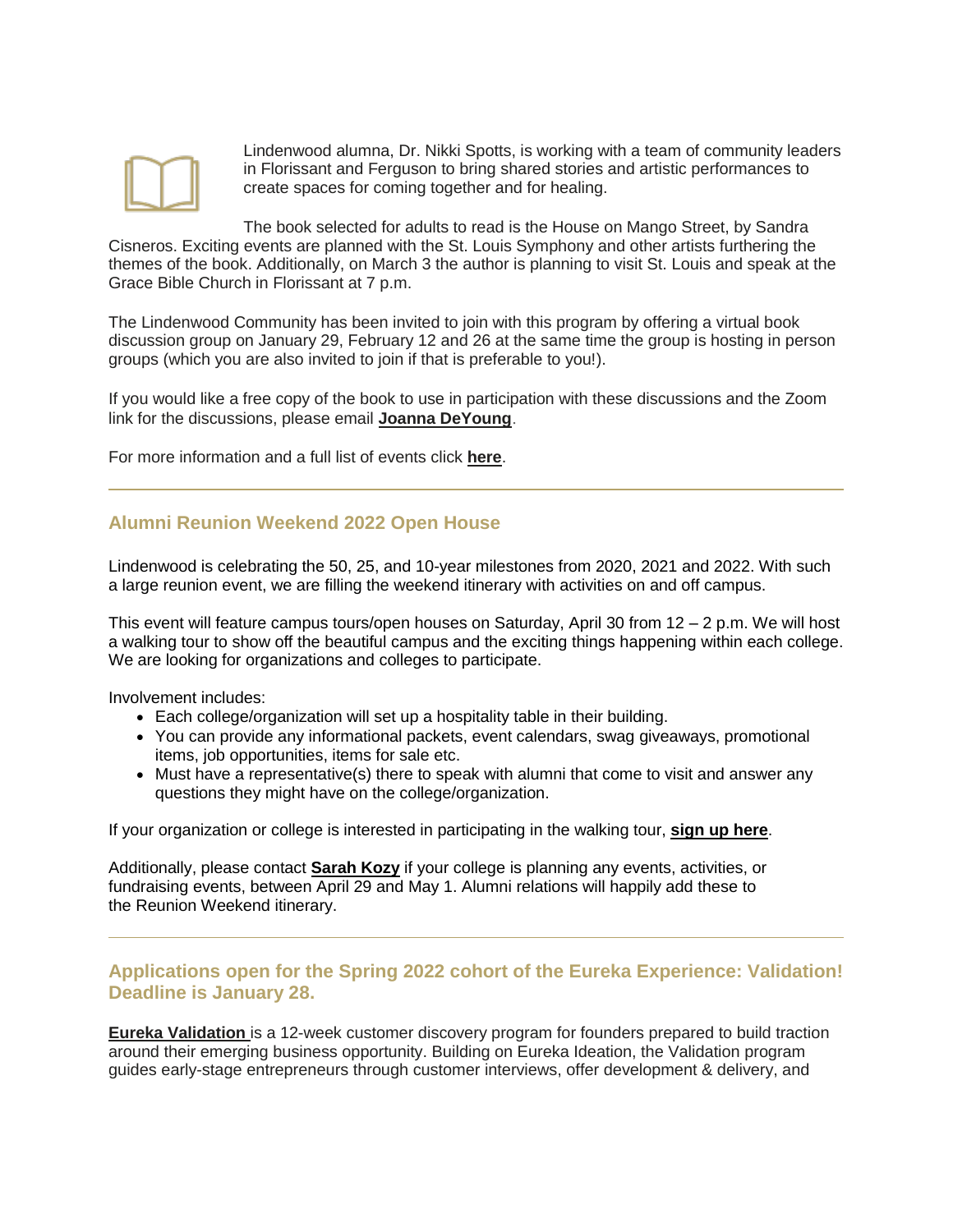Lindenwood alumna, Dr. Nikki Spotts, is working with a team of community leaders in Florissant and Ferguson to bring shared stories and artistic performances to create spaces for coming together and for healing.

The book selected for adults to read is the House on Mango Street, by Sandra Cisneros. Exciting events are planned with the St. Louis Symphony and other artists furthering the themes of the book. Additionally, on March 3 the author is planning to visit St. Louis and speak at the Grace Bible Church in Florissant at 7 p.m.

The Lindenwood Community has been invited to join with this program by offering a virtual book discussion group on January 29, February 12 and 26 at the same time the group is hosting in person groups (which you are also invited to join if that is preferable to you!).

If you would like a free copy of the book to use in participation with these discussions and the Zoom link for the discussions, please email **Joanna DeYoung**.

For more information and a full list of events click **here**.

---

## Alumni Reunion Weekend 2022 Open House

Lindenwood is celebrating the 50, 25, and 10-year milestones from 2020, 2021 and 2022. With such a large reunion event, we are filling the weekend itinerary with activities on and off campus.

This event will feature campus tours/open houses on Saturday, April 30 from 12 – 2 p.m. We will host a walking tour to show off the beautiful campus and the exciting things happening within each college. We are looking for organizations and colleges to participate.

Involvement includes:

- Each college/organization will set up a hospitality table in their building.
- You can provide any informational packets, event calendars, swag giveaways, promotional items, job opportunities, items for sale etc.
- Must have a representative(s) there to speak with alumni that come to visit and answer any questions they might have on the college/organization.

If your organization or college is interested in participating in the walking tour, **sign up here**.

Additionally, please contact **Sarah Kozy** if your college is planning any events, activities, or fundraising events, between April 29 and May 1. Alumni relations will happily add these to the Reunion Weekend itinerary.

---

## Applications open for the Spring 2022 cohort of the Eureka Experience: Validation! Deadline is January 28.

**Eureka Validation** is a 12-week customer discovery program for founders prepared to build traction around their emerging business opportunity. Building on Eureka Ideation, the Validation program guides early-stage entrepreneurs through customer interviews, offer development & delivery, and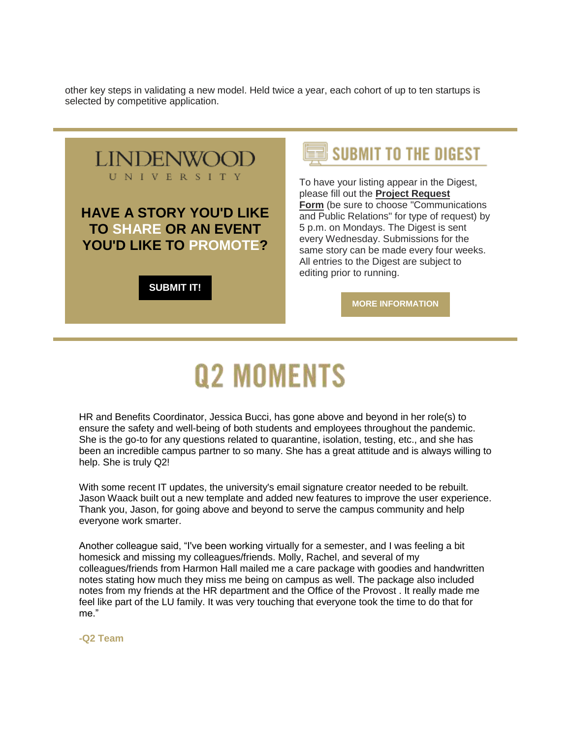other key steps in validating a new model. Held twice a year, each cohort of up to ten startups is selected by competitive application.

LINDENWOOD UNIVERSITY

**HAVE A STORY YOU'D LIKE TO SHARE OR AN EVENT YOU'D LIKE TO PROMOTE?**

**SUBMIT IT!**

## SUBMIT TO THE DIGEST

To have your listing appear in the Digest, please fill out the **Project Request Form** (be sure to choose "Communications and Public Relations" for type of request) by 5 p.m. on Mondays. The Digest is sent every Wednesday. Submissions for the same story can be made every four weeks. All entries to the Digest are subject to editing prior to running.

**MORE INFORMATION**

# Q2 MOMENTS

HR and Benefits Coordinator, Jessica Bucci, has gone above and beyond in her role(s) to ensure the safety and well-being of both students and employees throughout the pandemic. She is the go-to for any questions related to quarantine, isolation, testing, etc., and she has been an incredible campus partner to so many. She has a great attitude and is always willing to help. She is truly Q2!

With some recent IT updates, the university's email signature creator needed to be rebuilt. Jason Waack built out a new template and added new features to improve the user experience. Thank you, Jason, for going above and beyond to serve the campus community and help everyone work smarter.

Another colleague said, "I've been working virtually for a semester, and I was feeling a bit homesick and missing my colleagues/friends. Molly, Rachel, and several of my colleagues/friends from Harmon Hall mailed me a care package with goodies and handwritten notes stating how much they miss me being on campus as well. The package also included notes from my friends at the HR department and the Office of the Provost . It really made me feel like part of the LU family. It was very touching that everyone took the time to do that for me."

**-Q2 Team**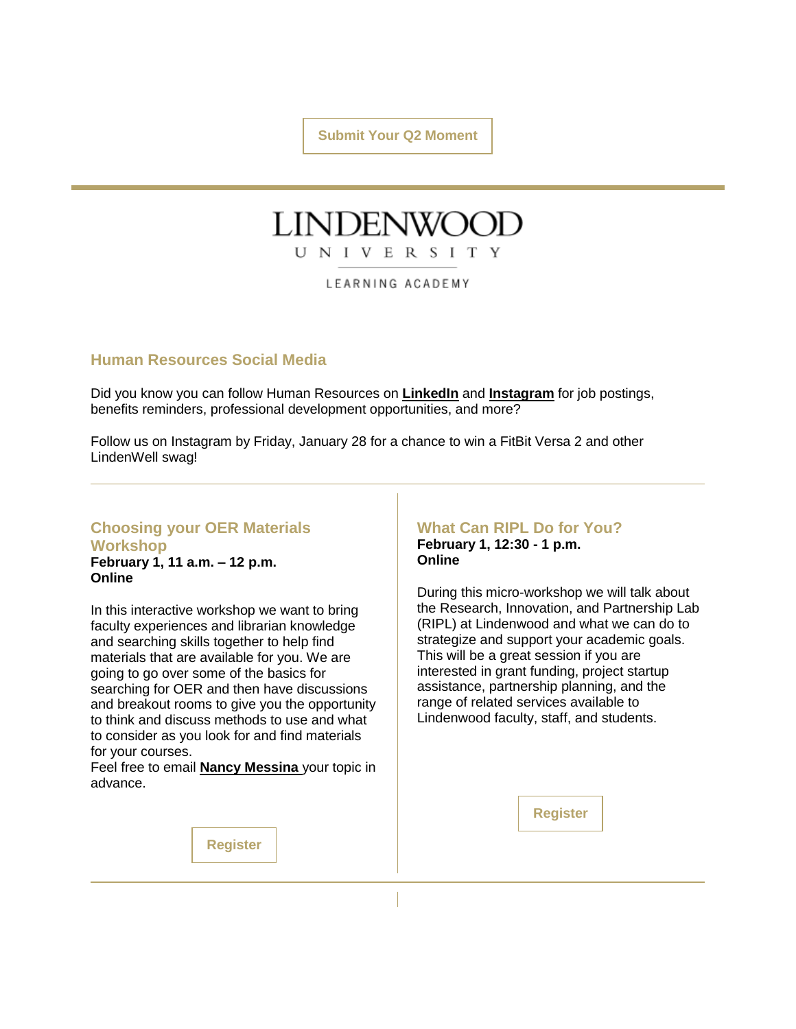Submit Your Q2 Moment

LINDENWOOD
UNIVERSITY
LEARNING ACADEMY

## Human Resources Social Media

Did you know you can follow Human Resources on **LinkedIn** and **Instagram** for job postings, benefits reminders, professional development opportunities, and more?

Follow us on Instagram by Friday, January 28 for a chance to win a FitBit Versa 2 and other LindenWell swag!

---

## Choosing your OER Materials Workshop

**February 1, 11 a.m. – 12 p.m.**
**Online**

In this interactive workshop we want to bring faculty experiences and librarian knowledge and searching skills together to help find materials that are available for you. We are going to go over some of the basics for searching for OER and then have discussions and breakout rooms to give you the opportunity to think and discuss methods to use and what to consider as you look for and find materials for your courses.
Feel free to email **Nancy Messina** your topic in advance.

Register

## What Can RIPL Do for You?

**February 1, 12:30 - 1 p.m.**
**Online**

During this micro-workshop we will talk about the Research, Innovation, and Partnership Lab (RIPL) at Lindenwood and what we can do to strategize and support your academic goals. This will be a great session if you are interested in grant funding, project startup assistance, partnership planning, and the range of related services available to Lindenwood faculty, staff, and students.

Register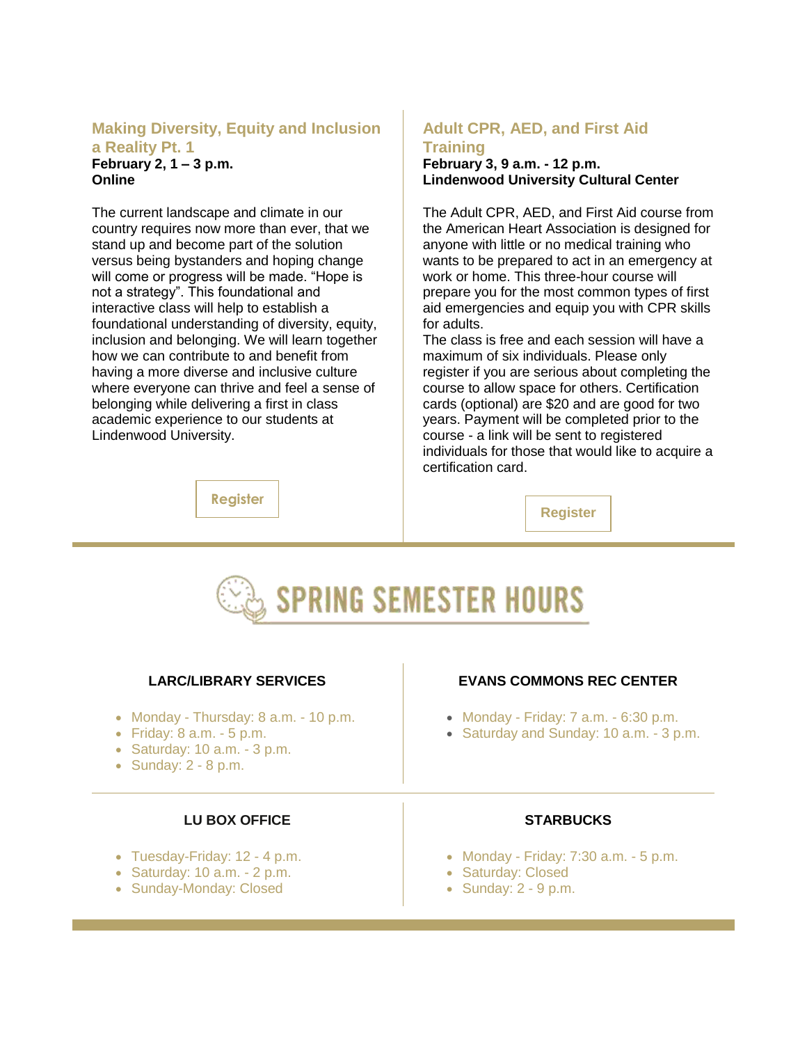### Making Diversity, Equity and Inclusion a Reality Pt. 1

**February 2, 1 – 3 p.m.**
**Online**

The current landscape and climate in our country requires now more than ever, that we stand up and become part of the solution versus being bystanders and hoping change will come or progress will be made. "Hope is not a strategy". This foundational and interactive class will help to establish a foundational understanding of diversity, equity, inclusion and belonging. We will learn together how we can contribute to and benefit from having a more diverse and inclusive culture where everyone can thrive and feel a sense of belonging while delivering a first in class academic experience to our students at Lindenwood University.

Register

### Adult CPR, AED, and First Aid Training

**February 3, 9 a.m. - 12 p.m.**
**Lindenwood University Cultural Center**

The Adult CPR, AED, and First Aid course from the American Heart Association is designed for anyone with little or no medical training who wants to be prepared to act in an emergency at work or home. This three-hour course will prepare you for the most common types of first aid emergencies and equip you with CPR skills for adults.
The class is free and each session will have a maximum of six individuals. Please only register if you are serious about completing the course to allow space for others. Certification cards (optional) are $20 and are good for two years. Payment will be completed prior to the course - a link will be sent to registered individuals for those that would like to acquire a certification card.

Register

## SPRING SEMESTER HOURS

**LARC/LIBRARY SERVICES**

- Monday - Thursday: 8 a.m. - 10 p.m.
- Friday: 8 a.m. - 5 p.m.
- Saturday: 10 a.m. - 3 p.m.
- Sunday: 2 - 8 p.m.

**EVANS COMMONS REC CENTER**

- Monday - Friday: 7 a.m. - 6:30 p.m.
- Saturday and Sunday: 10 a.m. - 3 p.m.

**LU BOX OFFICE**

- Tuesday-Friday: 12 - 4 p.m.
- Saturday: 10 a.m. - 2 p.m.
- Sunday-Monday: Closed

**STARBUCKS**

- Monday - Friday: 7:30 a.m. - 5 p.m.
- Saturday: Closed
- Sunday: 2 - 9 p.m.